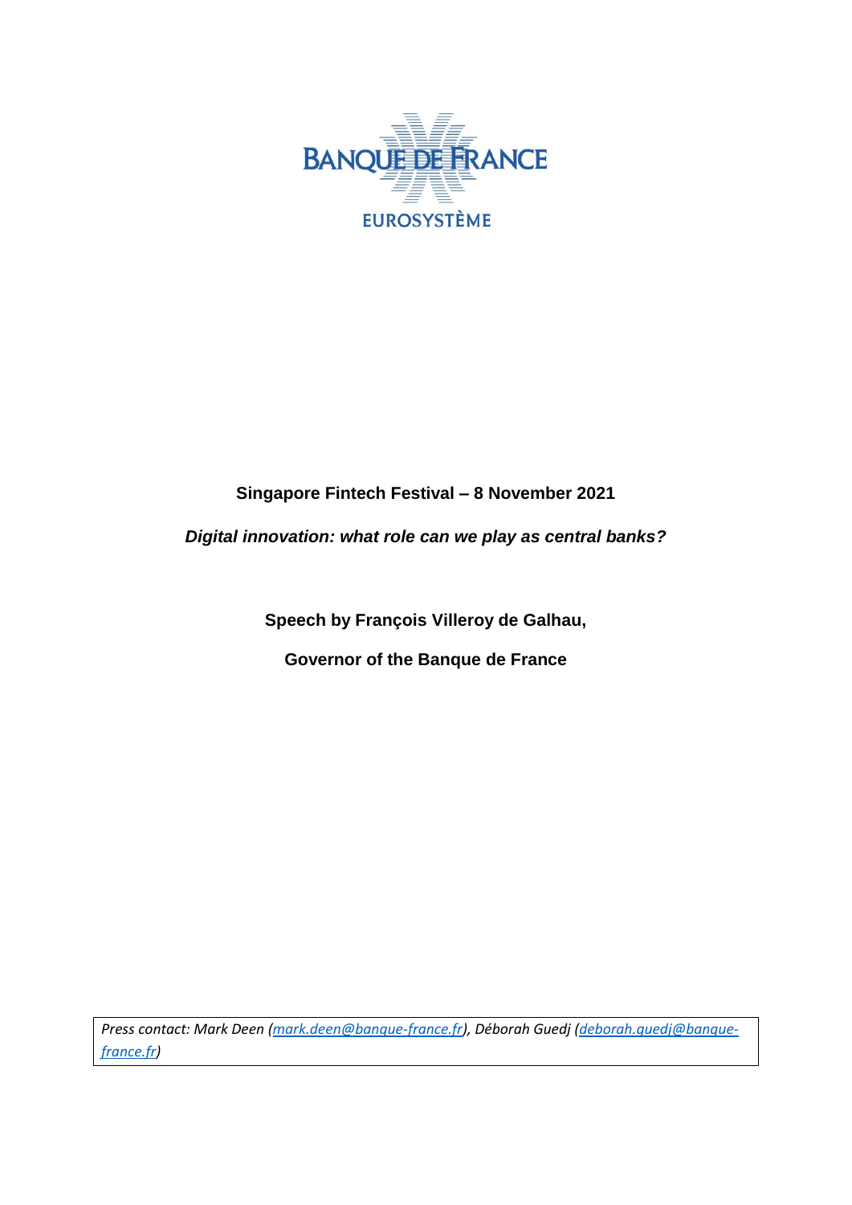BANQUE DE FRANCE

EUROSYSTÈME

**Singapore Fintech Festival – 8 November 2021**

***Digital innovation: what role can we play as central banks?***

**Speech by François Villeroy de Galhau,**

**Governor of the Banque de France**

*Press contact: Mark Deen (mark.deen@banque-france.fr), Déborah Guedj (deborah.guedj@banque-france.fr)*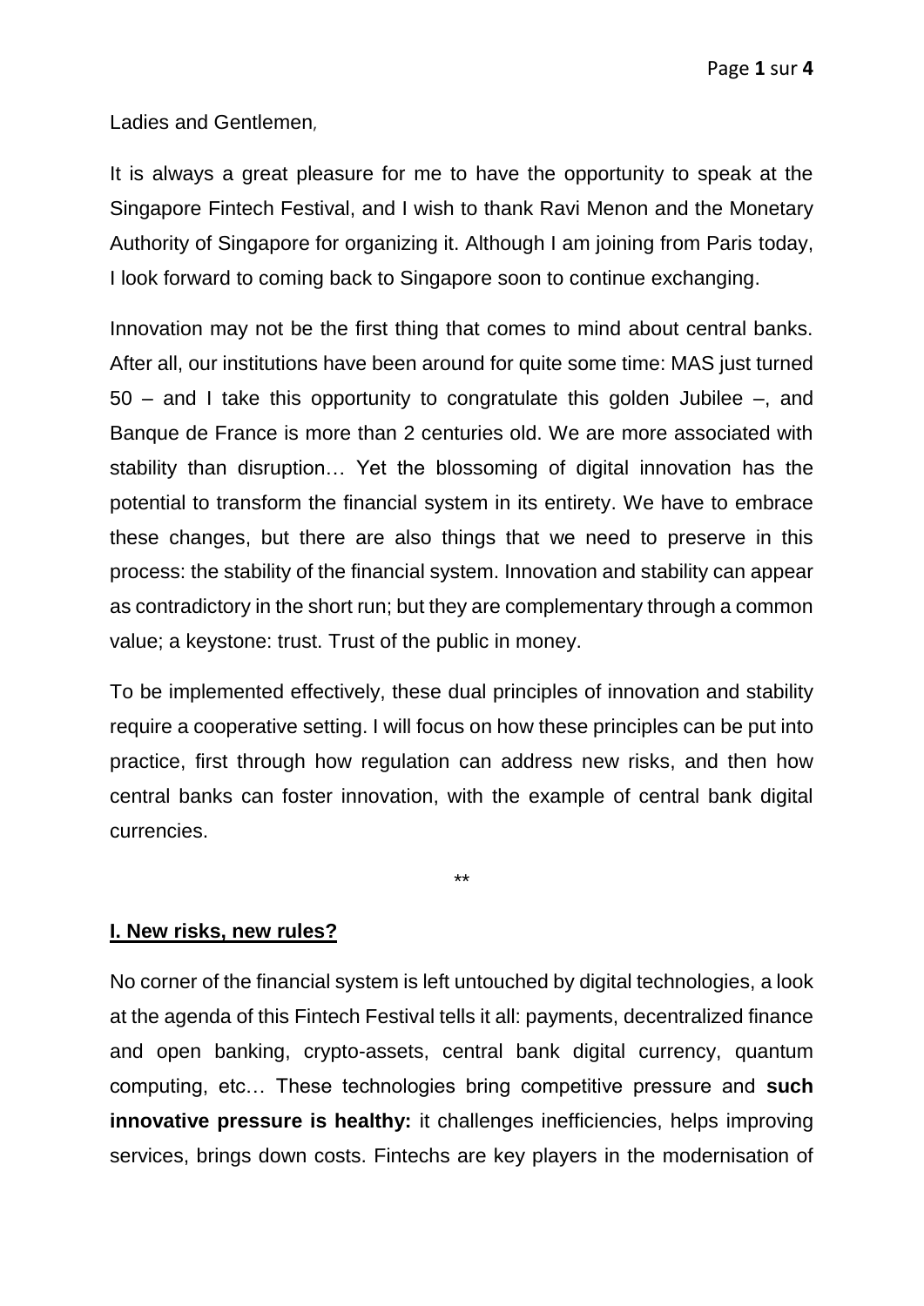Ladies and Gentlemen,

It is always a great pleasure for me to have the opportunity to speak at the Singapore Fintech Festival, and I wish to thank Ravi Menon and the Monetary Authority of Singapore for organizing it. Although I am joining from Paris today, I look forward to coming back to Singapore soon to continue exchanging.

Innovation may not be the first thing that comes to mind about central banks. After all, our institutions have been around for quite some time: MAS just turned 50 – and I take this opportunity to congratulate this golden Jubilee –, and Banque de France is more than 2 centuries old. We are more associated with stability than disruption… Yet the blossoming of digital innovation has the potential to transform the financial system in its entirety. We have to embrace these changes, but there are also things that we need to preserve in this process: the stability of the financial system. Innovation and stability can appear as contradictory in the short run; but they are complementary through a common value; a keystone: trust. Trust of the public in money.

To be implemented effectively, these dual principles of innovation and stability require a cooperative setting. I will focus on how these principles can be put into practice, first through how regulation can address new risks, and then how central banks can foster innovation, with the example of central bank digital currencies.

**

## I. New risks, new rules?

No corner of the financial system is left untouched by digital technologies, a look at the agenda of this Fintech Festival tells it all: payments, decentralized finance and open banking, crypto-assets, central bank digital currency, quantum computing, etc… These technologies bring competitive pressure and **such innovative pressure is healthy:** it challenges inefficiencies, helps improving services, brings down costs. Fintechs are key players in the modernisation of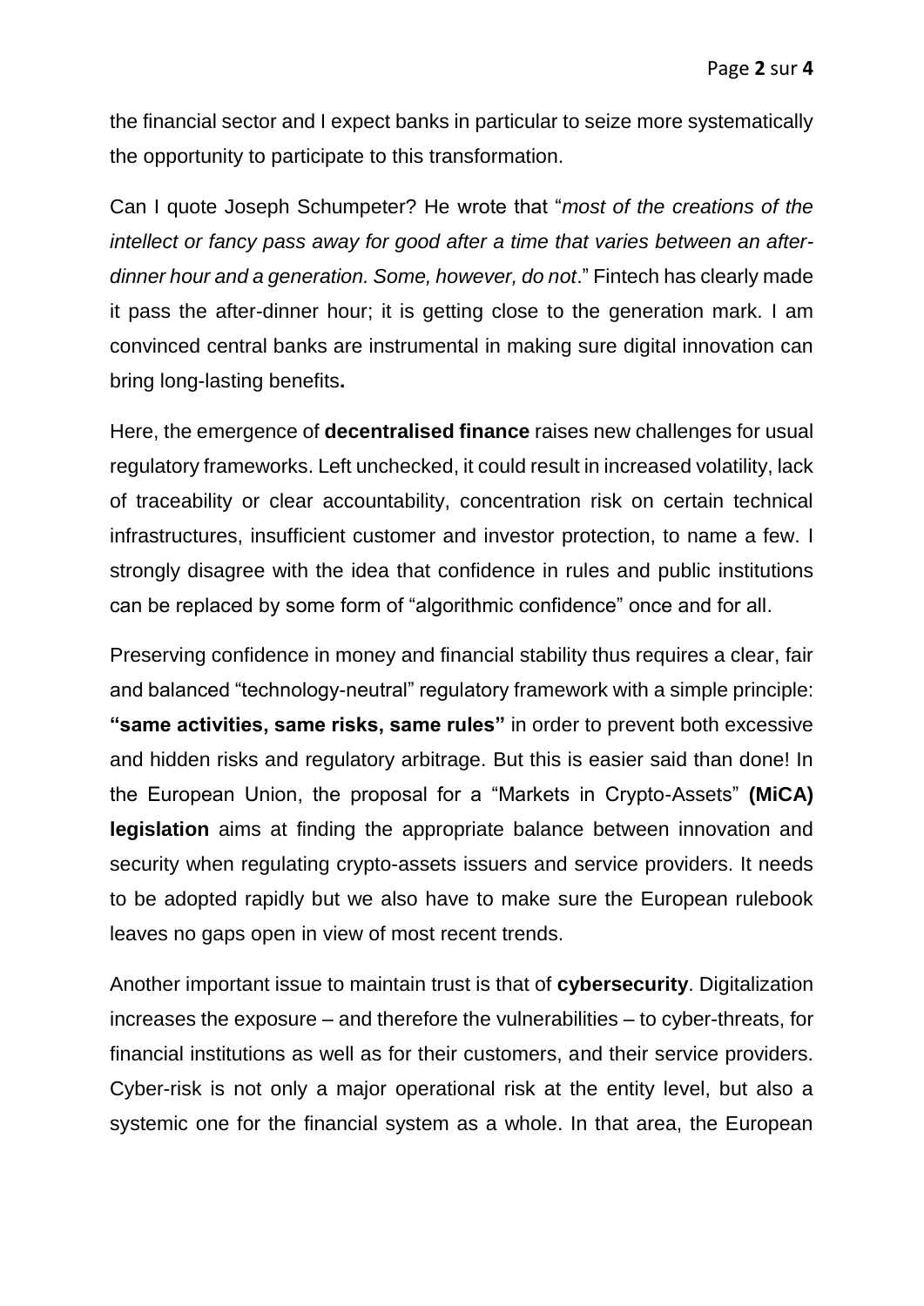the financial sector and I expect banks in particular to seize more systematically the opportunity to participate to this transformation.

Can I quote Joseph Schumpeter? He wrote that "*most of the creations of the intellect or fancy pass away for good after a time that varies between an after-dinner hour and a generation. Some, however, do not*." Fintech has clearly made it pass the after-dinner hour; it is getting close to the generation mark. I am convinced central banks are instrumental in making sure digital innovation can bring long-lasting benefits**.**

Here, the emergence of **decentralised finance** raises new challenges for usual regulatory frameworks. Left unchecked, it could result in increased volatility, lack of traceability or clear accountability, concentration risk on certain technical infrastructures, insufficient customer and investor protection, to name a few. I strongly disagree with the idea that confidence in rules and public institutions can be replaced by some form of "algorithmic confidence" once and for all.

Preserving confidence in money and financial stability thus requires a clear, fair and balanced "technology-neutral" regulatory framework with a simple principle: **"same activities, same risks, same rules"** in order to prevent both excessive and hidden risks and regulatory arbitrage. But this is easier said than done! In the European Union, the proposal for a "Markets in Crypto-Assets" **(MiCA) legislation** aims at finding the appropriate balance between innovation and security when regulating crypto-assets issuers and service providers. It needs to be adopted rapidly but we also have to make sure the European rulebook leaves no gaps open in view of most recent trends.

Another important issue to maintain trust is that of **cybersecurity**. Digitalization increases the exposure – and therefore the vulnerabilities – to cyber-threats, for financial institutions as well as for their customers, and their service providers. Cyber-risk is not only a major operational risk at the entity level, but also a systemic one for the financial system as a whole. In that area, the European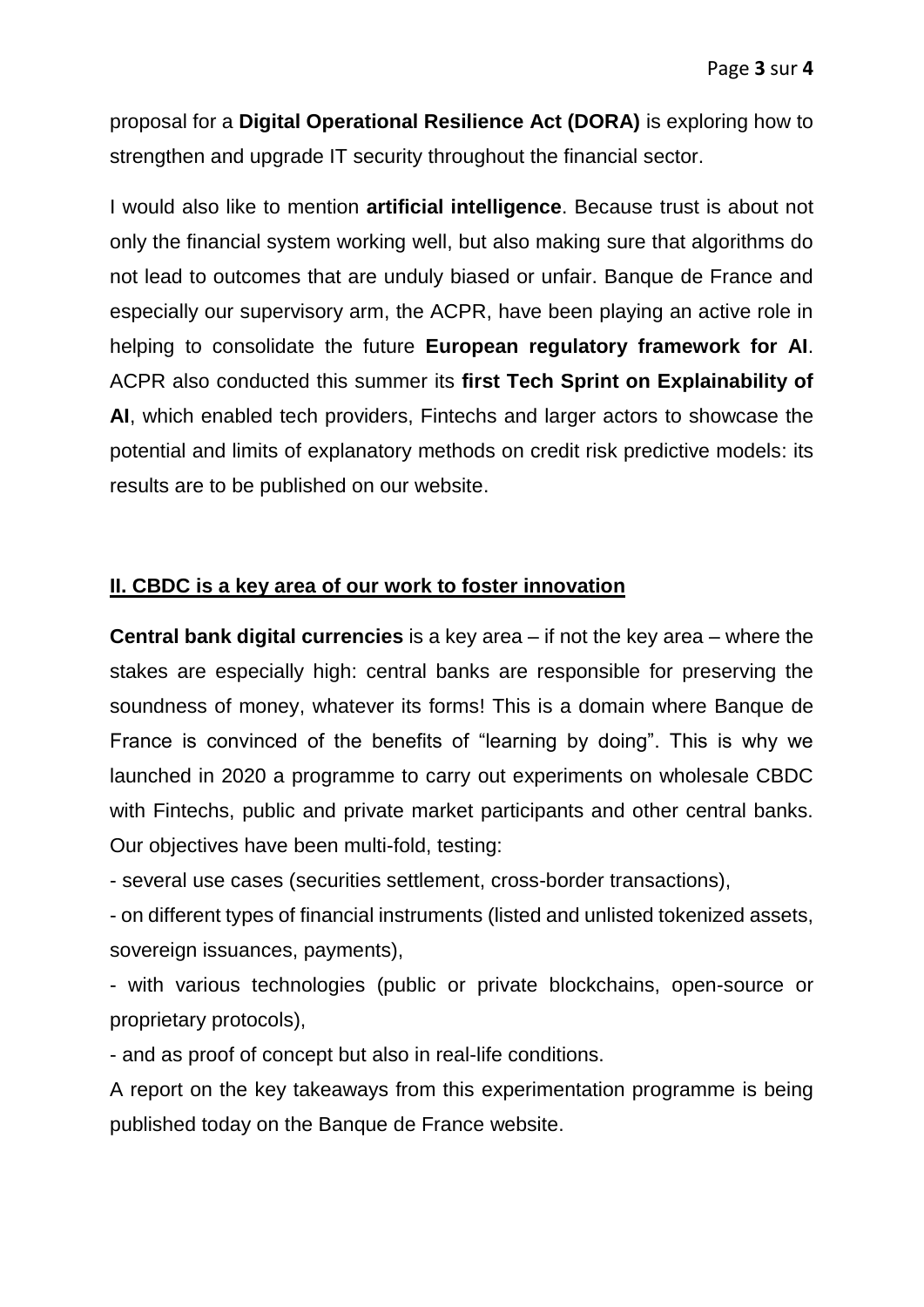proposal for a **Digital Operational Resilience Act (DORA)** is exploring how to strengthen and upgrade IT security throughout the financial sector.

I would also like to mention **artificial intelligence**. Because trust is about not only the financial system working well, but also making sure that algorithms do not lead to outcomes that are unduly biased or unfair. Banque de France and especially our supervisory arm, the ACPR, have been playing an active role in helping to consolidate the future **European regulatory framework for AI**. ACPR also conducted this summer its **first Tech Sprint on Explainability of AI**, which enabled tech providers, Fintechs and larger actors to showcase the potential and limits of explanatory methods on credit risk predictive models: its results are to be published on our website.

## II. CBDC is a key area of our work to foster innovation

**Central bank digital currencies** is a key area – if not the key area – where the stakes are especially high: central banks are responsible for preserving the soundness of money, whatever its forms! This is a domain where Banque de France is convinced of the benefits of "learning by doing". This is why we launched in 2020 a programme to carry out experiments on wholesale CBDC with Fintechs, public and private market participants and other central banks. Our objectives have been multi-fold, testing:

- several use cases (securities settlement, cross-border transactions),
- on different types of financial instruments (listed and unlisted tokenized assets, sovereign issuances, payments),
- with various technologies (public or private blockchains, open-source or proprietary protocols),
- and as proof of concept but also in real-life conditions.

A report on the key takeaways from this experimentation programme is being published today on the Banque de France website.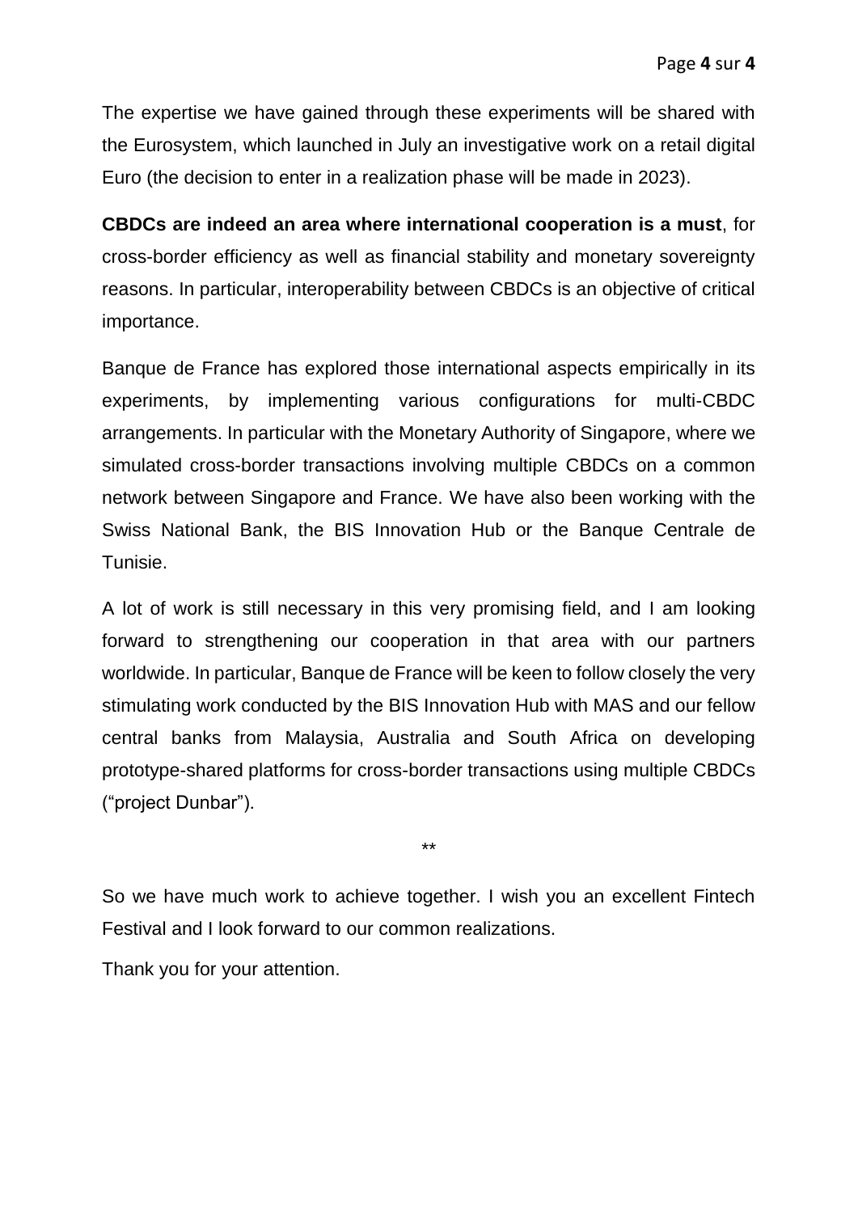The expertise we have gained through these experiments will be shared with the Eurosystem, which launched in July an investigative work on a retail digital Euro (the decision to enter in a realization phase will be made in 2023).

**CBDCs are indeed an area where international cooperation is a must**, for cross-border efficiency as well as financial stability and monetary sovereignty reasons. In particular, interoperability between CBDCs is an objective of critical importance.

Banque de France has explored those international aspects empirically in its experiments, by implementing various configurations for multi-CBDC arrangements. In particular with the Monetary Authority of Singapore, where we simulated cross-border transactions involving multiple CBDCs on a common network between Singapore and France. We have also been working with the Swiss National Bank, the BIS Innovation Hub or the Banque Centrale de Tunisie.

A lot of work is still necessary in this very promising field, and I am looking forward to strengthening our cooperation in that area with our partners worldwide. In particular, Banque de France will be keen to follow closely the very stimulating work conducted by the BIS Innovation Hub with MAS and our fellow central banks from Malaysia, Australia and South Africa on developing prototype-shared platforms for cross-border transactions using multiple CBDCs ("project Dunbar").

**

So we have much work to achieve together. I wish you an excellent Fintech Festival and I look forward to our common realizations.

Thank you for your attention.